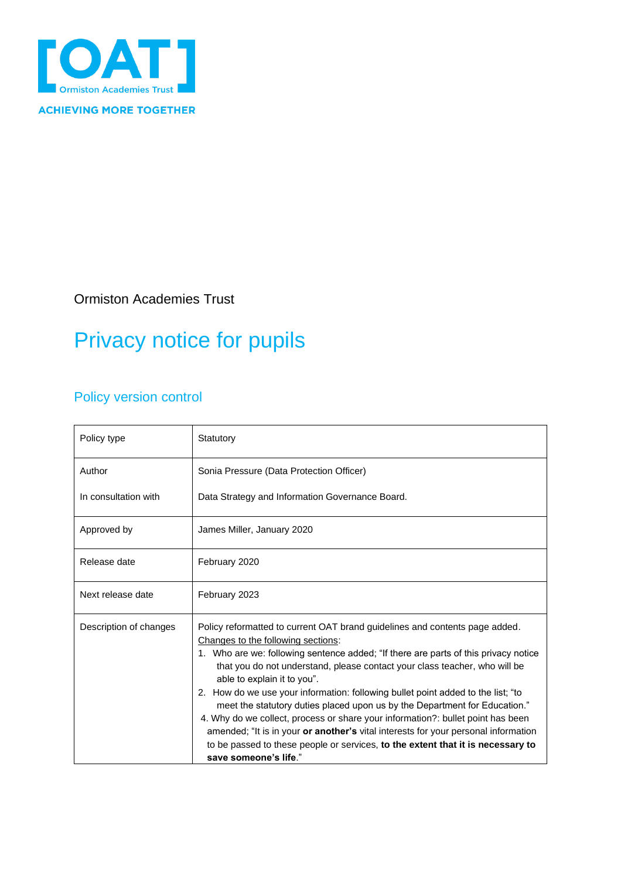[OAT]
Ormiston Academies Trust

ACHIEVING MORE TOGETHER

Ormiston Academies Trust

# Privacy notice for pupils

## Policy version control

| Policy type | Statutory |
|---|---|
| Author<br><br>In consultation with | Sonia Pressure (Data Protection Officer)<br><br>Data Strategy and Information Governance Board. |
| Approved by | James Miller, January 2020 |
| Release date | February 2020 |
| Next release date | February 2023 |
| Description of changes | Policy reformatted to current OAT brand guidelines and contents page added.<br>Changes to the following sections:<br>1. Who are we: following sentence added; "If there are parts of this privacy notice that you do not understand, please contact your class teacher, who will be able to explain it to you".<br>2. How do we use your information: following bullet point added to the list; "to meet the statutory duties placed upon us by the Department for Education."<br>4. Why do we collect, process or share your information?: bullet point has been amended; "It is in your **or another's** vital interests for your personal information to be passed to these people or services, **to the extent that it is necessary to save someone's life**." |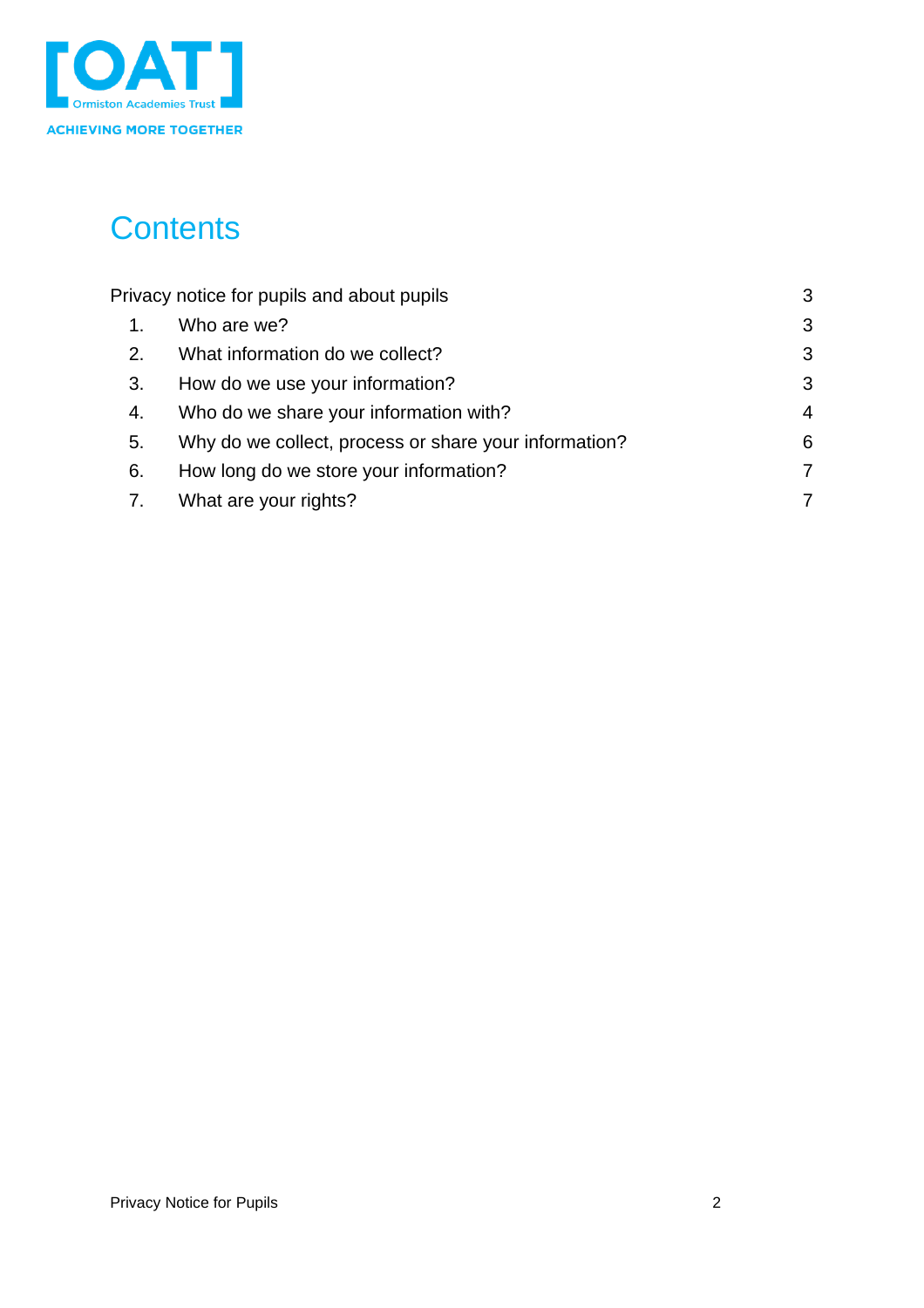# Contents

| | | |
|---|---|---|
| Privacy notice for pupils and about pupils | | 3 |
| 1. | Who are we? | 3 |
| 2. | What information do we collect? | 3 |
| 3. | How do we use your information? | 3 |
| 4. | Who do we share your information with? | 4 |
| 5. | Why do we collect, process or share your information? | 6 |
| 6. | How long do we store your information? | 7 |
| 7. | What are your rights? | 7 |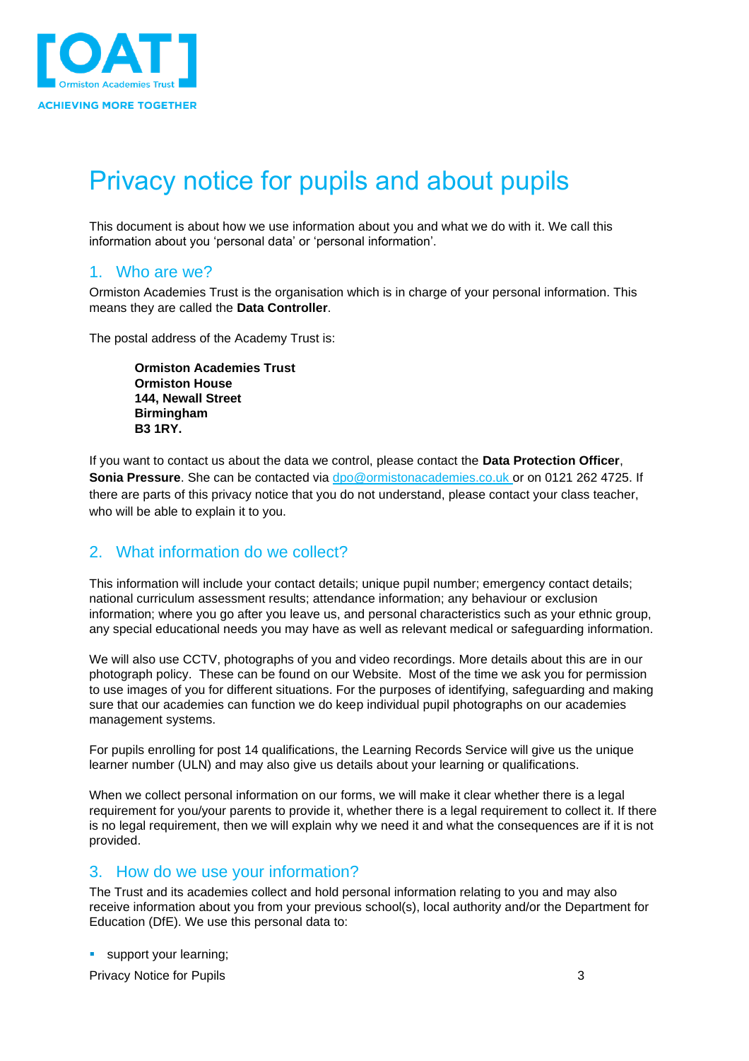[OAT] Ormiston Academies Trust

ACHIEVING MORE TOGETHER

# Privacy notice for pupils and about pupils

This document is about how we use information about you and what we do with it. We call this information about you 'personal data' or 'personal information'.

## 1. Who are we?

Ormiston Academies Trust is the organisation which is in charge of your personal information. This means they are called the **Data Controller**.

The postal address of the Academy Trust is:

> **Ormiston Academies Trust**
> **Ormiston House**
> **144, Newall Street**
> **Birmingham**
> **B3 1RY.**

If you want to contact us about the data we control, please contact the **Data Protection Officer**, **Sonia Pressure**. She can be contacted via dpo@ormistonacademies.co.uk or on 0121 262 4725. If there are parts of this privacy notice that you do not understand, please contact your class teacher, who will be able to explain it to you.

## 2. What information do we collect?

This information will include your contact details; unique pupil number; emergency contact details; national curriculum assessment results; attendance information; any behaviour or exclusion information; where you go after you leave us, and personal characteristics such as your ethnic group, any special educational needs you may have as well as relevant medical or safeguarding information.

We will also use CCTV, photographs of you and video recordings. More details about this are in our photograph policy. These can be found on our Website. Most of the time we ask you for permission to use images of you for different situations. For the purposes of identifying, safeguarding and making sure that our academies can function we do keep individual pupil photographs on our academies management systems.

For pupils enrolling for post 14 qualifications, the Learning Records Service will give us the unique learner number (ULN) and may also give us details about your learning or qualifications.

When we collect personal information on our forms, we will make it clear whether there is a legal requirement for you/your parents to provide it, whether there is a legal requirement to collect it. If there is no legal requirement, then we will explain why we need it and what the consequences are if it is not provided.

## 3. How do we use your information?

The Trust and its academies collect and hold personal information relating to you and may also receive information about you from your previous school(s), local authority and/or the Department for Education (DfE). We use this personal data to:

- support your learning;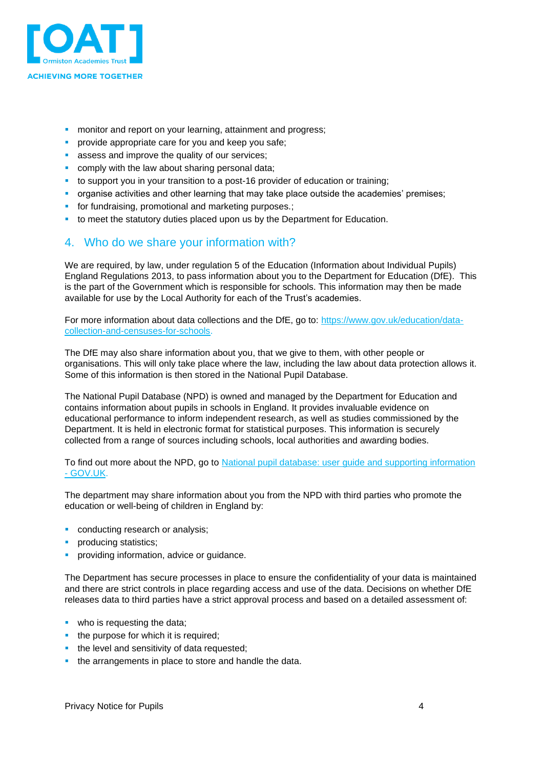- monitor and report on your learning, attainment and progress;
- provide appropriate care for you and keep you safe;
- assess and improve the quality of our services;
- comply with the law about sharing personal data;
- to support you in your transition to a post-16 provider of education or training;
- organise activities and other learning that may take place outside the academies' premises;
- for fundraising, promotional and marketing purposes.;
- to meet the statutory duties placed upon us by the Department for Education.

## 4. Who do we share your information with?

We are required, by law, under regulation 5 of the Education (Information about Individual Pupils) England Regulations 2013, to pass information about you to the Department for Education (DfE). This is the part of the Government which is responsible for schools. This information may then be made available for use by the Local Authority for each of the Trust's academies.

For more information about data collections and the DfE, go to: https://www.gov.uk/education/data-collection-and-censuses-for-schools.

The DfE may also share information about you, that we give to them, with other people or organisations. This will only take place where the law, including the law about data protection allows it. Some of this information is then stored in the National Pupil Database.

The National Pupil Database (NPD) is owned and managed by the Department for Education and contains information about pupils in schools in England. It provides invaluable evidence on educational performance to inform independent research, as well as studies commissioned by the Department. It is held in electronic format for statistical purposes. This information is securely collected from a range of sources including schools, local authorities and awarding bodies.

To find out more about the NPD, go to National pupil database: user guide and supporting information - GOV.UK.

The department may share information about you from the NPD with third parties who promote the education or well-being of children in England by:

- conducting research or analysis;
- producing statistics;
- providing information, advice or guidance.

The Department has secure processes in place to ensure the confidentiality of your data is maintained and there are strict controls in place regarding access and use of the data. Decisions on whether DfE releases data to third parties have a strict approval process and based on a detailed assessment of:

- who is requesting the data;
- the purpose for which it is required;
- the level and sensitivity of data requested;
- the arrangements in place to store and handle the data.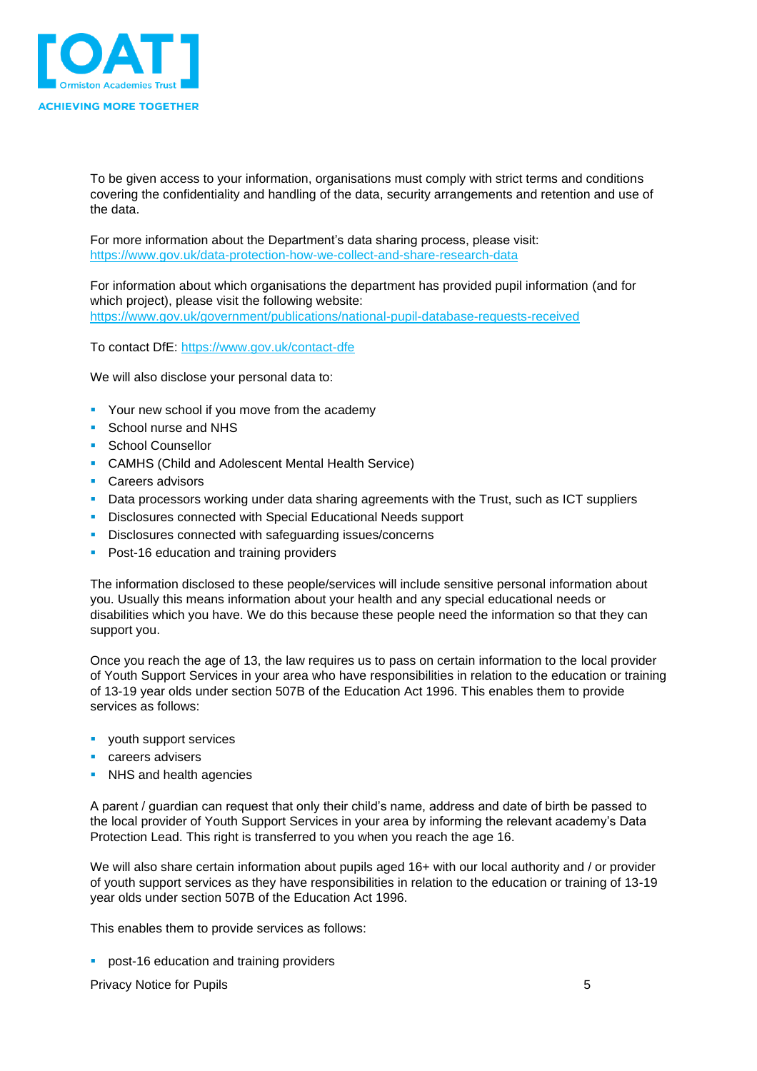To be given access to your information, organisations must comply with strict terms and conditions covering the confidentiality and handling of the data, security arrangements and retention and use of the data.

For more information about the Department's data sharing process, please visit: https://www.gov.uk/data-protection-how-we-collect-and-share-research-data

For information about which organisations the department has provided pupil information (and for which project), please visit the following website: https://www.gov.uk/government/publications/national-pupil-database-requests-received

To contact DfE: https://www.gov.uk/contact-dfe

We will also disclose your personal data to:

- Your new school if you move from the academy
- School nurse and NHS
- School Counsellor
- CAMHS (Child and Adolescent Mental Health Service)
- Careers advisors
- Data processors working under data sharing agreements with the Trust, such as ICT suppliers
- Disclosures connected with Special Educational Needs support
- Disclosures connected with safeguarding issues/concerns
- Post-16 education and training providers

The information disclosed to these people/services will include sensitive personal information about you. Usually this means information about your health and any special educational needs or disabilities which you have. We do this because these people need the information so that they can support you.

Once you reach the age of 13, the law requires us to pass on certain information to the local provider of Youth Support Services in your area who have responsibilities in relation to the education or training of 13-19 year olds under section 507B of the Education Act 1996. This enables them to provide services as follows:

- youth support services
- careers advisers
- NHS and health agencies

A parent / guardian can request that only their child's name, address and date of birth be passed to the local provider of Youth Support Services in your area by informing the relevant academy's Data Protection Lead. This right is transferred to you when you reach the age 16.

We will also share certain information about pupils aged 16+ with our local authority and / or provider of youth support services as they have responsibilities in relation to the education or training of 13-19 year olds under section 507B of the Education Act 1996.

This enables them to provide services as follows:

- post-16 education and training providers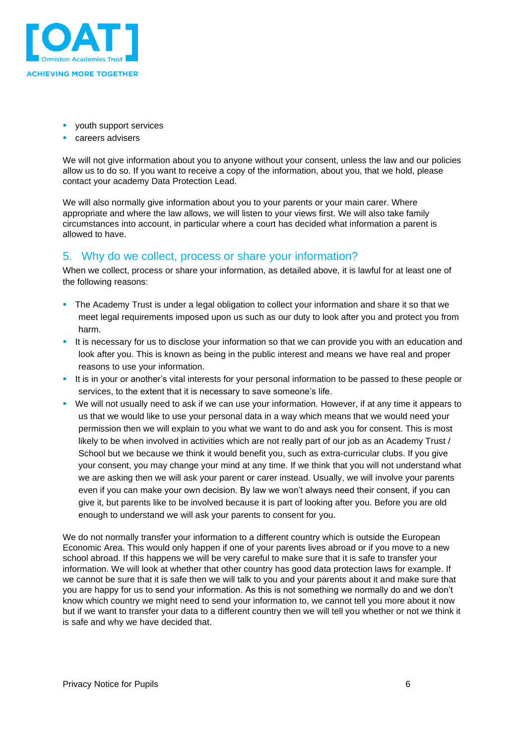- youth support services
- careers advisers

We will not give information about you to anyone without your consent, unless the law and our policies allow us to do so. If you want to receive a copy of the information, about you, that we hold, please contact your academy Data Protection Lead.

We will also normally give information about you to your parents or your main carer. Where appropriate and where the law allows, we will listen to your views first. We will also take family circumstances into account, in particular where a court has decided what information a parent is allowed to have.

## 5. Why do we collect, process or share your information?

When we collect, process or share your information, as detailed above, it is lawful for at least one of the following reasons:

- The Academy Trust is under a legal obligation to collect your information and share it so that we meet legal requirements imposed upon us such as our duty to look after you and protect you from harm.
- It is necessary for us to disclose your information so that we can provide you with an education and look after you. This is known as being in the public interest and means we have real and proper reasons to use your information.
- It is in your or another's vital interests for your personal information to be passed to these people or services, to the extent that it is necessary to save someone's life.
- We will not usually need to ask if we can use your information. However, if at any time it appears to us that we would like to use your personal data in a way which means that we would need your permission then we will explain to you what we want to do and ask you for consent. This is most likely to be when involved in activities which are not really part of our job as an Academy Trust / School but we because we think it would benefit you, such as extra-curricular clubs. If you give your consent, you may change your mind at any time. If we think that you will not understand what we are asking then we will ask your parent or carer instead. Usually, we will involve your parents even if you can make your own decision. By law we won't always need their consent, if you can give it, but parents like to be involved because it is part of looking after you. Before you are old enough to understand we will ask your parents to consent for you.

We do not normally transfer your information to a different country which is outside the European Economic Area. This would only happen if one of your parents lives abroad or if you move to a new school abroad. If this happens we will be very careful to make sure that it is safe to transfer your information. We will look at whether that other country has good data protection laws for example. If we cannot be sure that it is safe then we will talk to you and your parents about it and make sure that you are happy for us to send your information. As this is not something we normally do and we don't know which country we might need to send your information to, we cannot tell you more about it now but if we want to transfer your data to a different country then we will tell you whether or not we think it is safe and why we have decided that.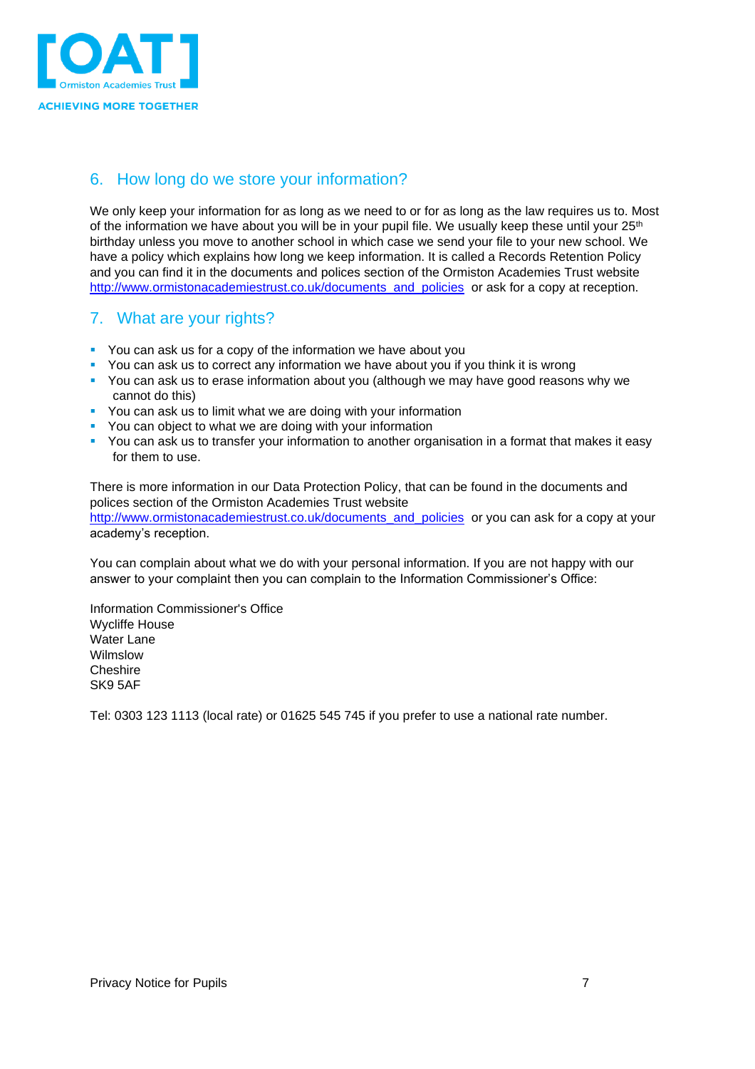## 6. How long do we store your information?

We only keep your information for as long as we need to or for as long as the law requires us to. Most of the information we have about you will be in your pupil file. We usually keep these until your 25th birthday unless you move to another school in which case we send your file to your new school. We have a policy which explains how long we keep information. It is called a Records Retention Policy and you can find it in the documents and polices section of the Ormiston Academies Trust website http://www.ormistonacademiestrust.co.uk/documents_and_policies or ask for a copy at reception.

## 7. What are your rights?

- You can ask us for a copy of the information we have about you
- You can ask us to correct any information we have about you if you think it is wrong
- You can ask us to erase information about you (although we may have good reasons why we cannot do this)
- You can ask us to limit what we are doing with your information
- You can object to what we are doing with your information
- You can ask us to transfer your information to another organisation in a format that makes it easy for them to use.

There is more information in our Data Protection Policy, that can be found in the documents and polices section of the Ormiston Academies Trust website http://www.ormistonacademiestrust.co.uk/documents_and_policies or you can ask for a copy at your academy's reception.

You can complain about what we do with your personal information. If you are not happy with our answer to your complaint then you can complain to the Information Commissioner's Office:

Information Commissioner's Office
Wycliffe House
Water Lane
Wilmslow
Cheshire
SK9 5AF

Tel: 0303 123 1113 (local rate) or 01625 545 745 if you prefer to use a national rate number.